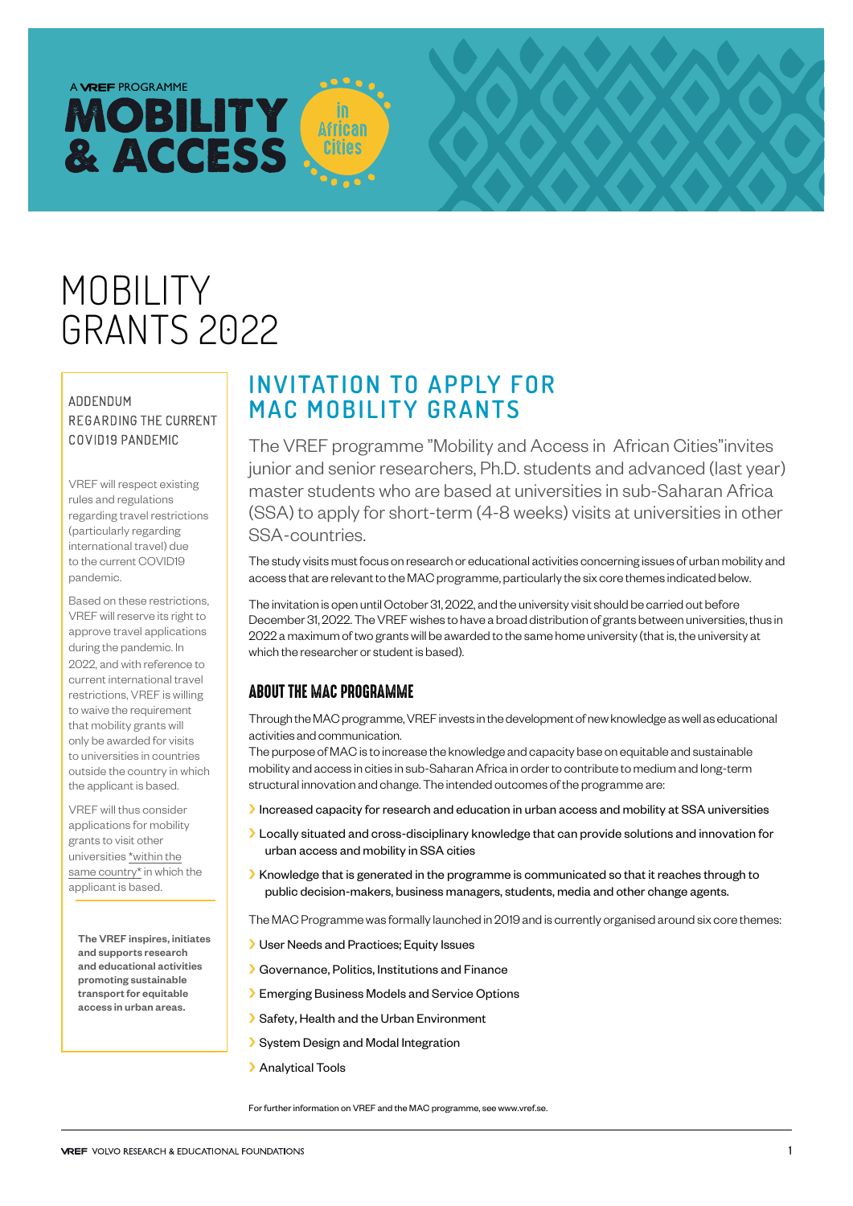A VREF PROGRAMME

# MOBILITY & ACCESS in African Cities

# MOBILITY GRANTS 2022

## INVITATION TO APPLY FOR MAC MOBILITY GRANTS

The VREF programme "Mobility and Access in African Cities"invites junior and senior researchers, Ph.D. students and advanced (last year) master students who are based at universities in sub-Saharan Africa (SSA) to apply for short-term (4-8 weeks) visits at universities in other SSA-countries.

The study visits must focus on research or educational activities concerning issues of urban mobility and access that are relevant to the MAC programme, particularly the six core themes indicated below.

The invitation is open until October 31, 2022, and the university visit should be carried out before December 31, 2022. The VREF wishes to have a broad distribution of grants between universities, thus in 2022 a maximum of two grants will be awarded to the same home university (that is, the university at which the researcher or student is based).

### ABOUT THE MAC PROGRAMME

Through the MAC programme, VREF invests in the development of new knowledge as well as educational activities and communication.

The purpose of MAC is to increase the knowledge and capacity base on equitable and sustainable mobility and access in cities in sub-Saharan Africa in order to contribute to medium and long-term structural innovation and change. The intended outcomes of the programme are:

- Increased capacity for research and education in urban access and mobility at SSA universities
- Locally situated and cross-disciplinary knowledge that can provide solutions and innovation for urban access and mobility in SSA cities
- Knowledge that is generated in the programme is communicated so that it reaches through to public decision-makers, business managers, students, media and other change agents.

The MAC Programme was formally launched in 2019 and is currently organised around six core themes:

- User Needs and Practices; Equity Issues
- Governance, Politics, Institutions and Finance
- Emerging Business Models and Service Options
- Safety, Health and the Urban Environment
- System Design and Modal Integration
- Analytical Tools

For further information on VREF and the MAC programme, see www.vref.se.

### ADDENDUM REGARDING THE CURRENT COVID19 PANDEMIC

VREF will respect existing rules and regulations regarding travel restrictions (particularly regarding international travel) due to the current COVID19 pandemic.

Based on these restrictions, VREF will reserve its right to approve travel applications during the pandemic. In 2022, and with reference to current international travel restrictions, VREF is willing to waive the requirement that mobility grants will only be awarded for visits to universities in countries outside the country in which the applicant is based.

VREF will thus consider applications for mobility grants to visit other universities *within the same country* in which the applicant is based.

**The VREF inspires, initiates and supports research and educational activities promoting sustainable transport for equitable access in urban areas.**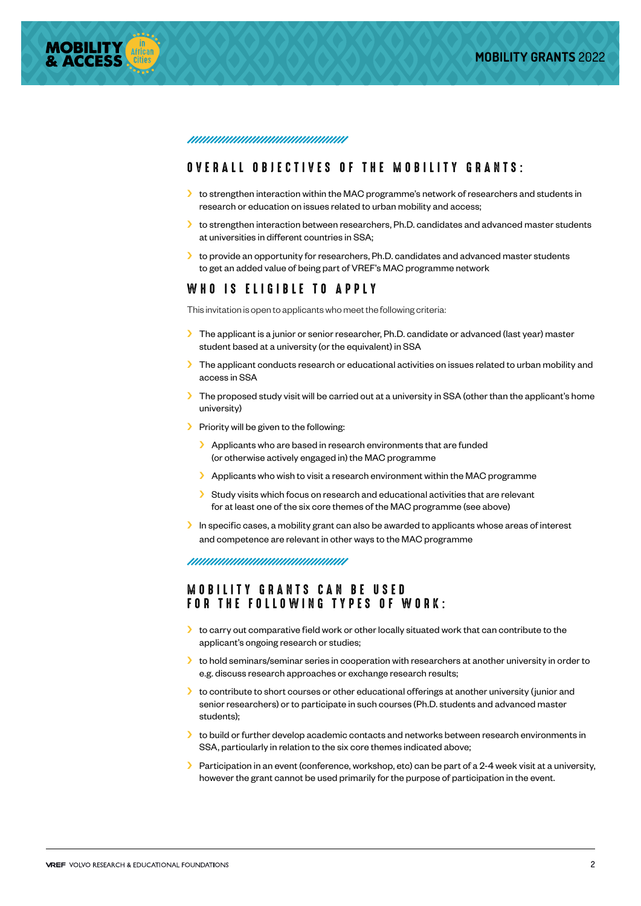## OVERALL OBJECTIVES OF THE MOBILITY GRANTS:

- to strengthen interaction within the MAC programme's network of researchers and students in research or education on issues related to urban mobility and access;
- to strengthen interaction between researchers, Ph.D. candidates and advanced master students at universities in different countries in SSA;
- to provide an opportunity for researchers, Ph.D. candidates and advanced master students to get an added value of being part of VREF's MAC programme network

## WHO IS ELIGIBLE TO APPLY

This invitation is open to applicants who meet the following criteria:

- The applicant is a junior or senior researcher, Ph.D. candidate or advanced (last year) master student based at a university (or the equivalent) in SSA
- The applicant conducts research or educational activities on issues related to urban mobility and access in SSA
- The proposed study visit will be carried out at a university in SSA (other than the applicant's home university)
- Priority will be given to the following:
  - Applicants who are based in research environments that are funded (or otherwise actively engaged in) the MAC programme
  - Applicants who wish to visit a research environment within the MAC programme
  - Study visits which focus on research and educational activities that are relevant for at least one of the six core themes of the MAC programme (see above)
- In specific cases, a mobility grant can also be awarded to applicants whose areas of interest and competence are relevant in other ways to the MAC programme

## MOBILITY GRANTS CAN BE USED FOR THE FOLLOWING TYPES OF WORK:

- to carry out comparative field work or other locally situated work that can contribute to the applicant's ongoing research or studies;
- to hold seminars/seminar series in cooperation with researchers at another university in order to e.g. discuss research approaches or exchange research results;
- to contribute to short courses or other educational offerings at another university (junior and senior researchers) or to participate in such courses (Ph.D. students and advanced master students);
- to build or further develop academic contacts and networks between research environments in SSA, particularly in relation to the six core themes indicated above;
- Participation in an event (conference, workshop, etc) can be part of a 2-4 week visit at a university, however the grant cannot be used primarily for the purpose of participation in the event.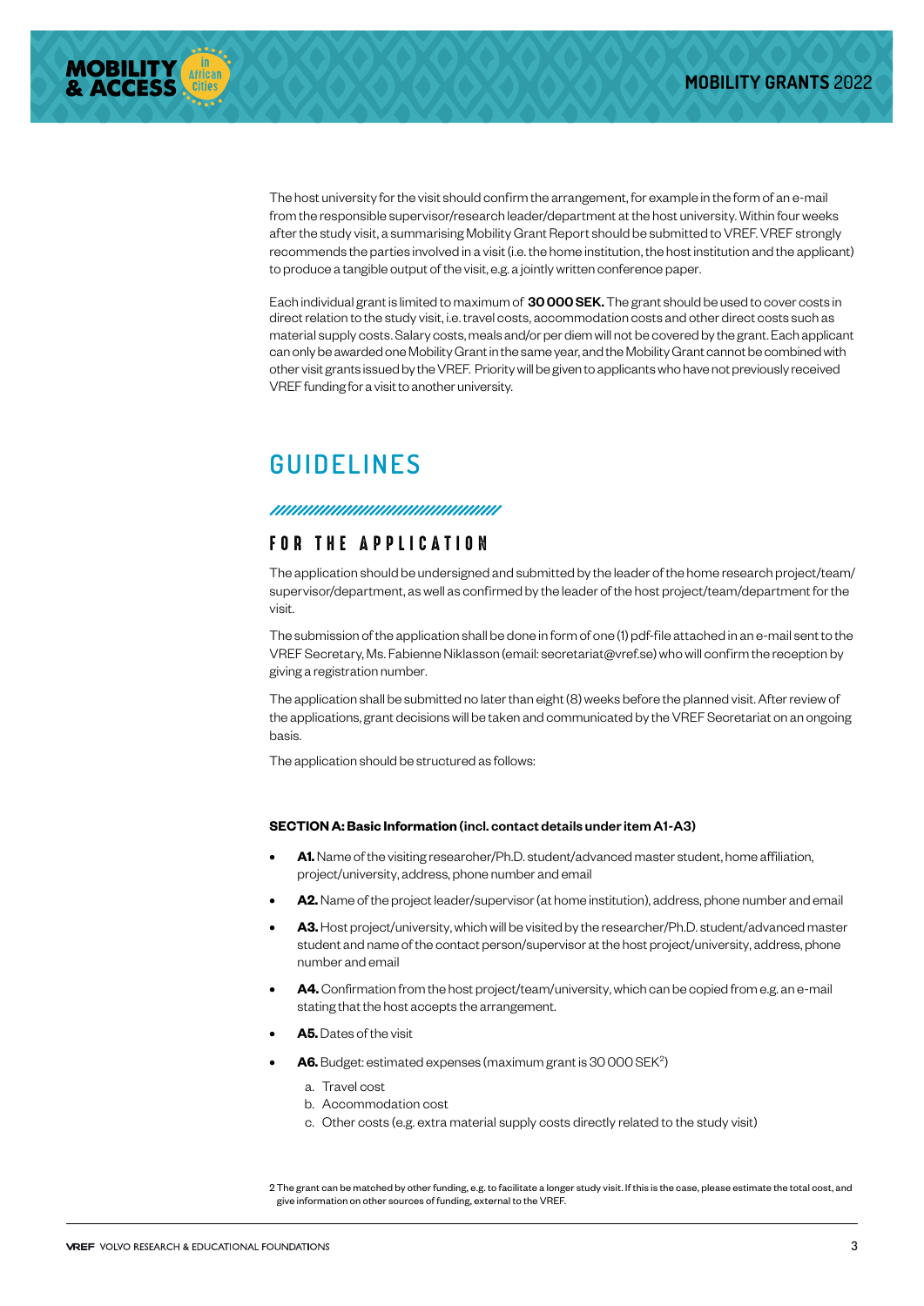The host university for the visit should confirm the arrangement, for example in the form of an e-mail from the responsible supervisor/research leader/department at the host university. Within four weeks after the study visit, a summarising Mobility Grant Report should be submitted to VREF. VREF strongly recommends the parties involved in a visit (i.e. the home institution, the host institution and the applicant) to produce a tangible output of the visit, e.g. a jointly written conference paper.

Each individual grant is limited to maximum of **30 000 SEK.** The grant should be used to cover costs in direct relation to the study visit, i.e. travel costs, accommodation costs and other direct costs such as material supply costs. Salary costs, meals and/or per diem will not be covered by the grant. Each applicant can only be awarded one Mobility Grant in the same year, and the Mobility Grant cannot be combined with other visit grants issued by the VREF. Priority will be given to applicants who have not previously received VREF funding for a visit to another university.

# GUIDELINES

## FOR THE APPLICATION

The application should be undersigned and submitted by the leader of the home research project/team/supervisor/department, as well as confirmed by the leader of the host project/team/department for the visit.

The submission of the application shall be done in form of one (1) pdf-file attached in an e-mail sent to the VREF Secretary, Ms. Fabienne Niklasson (email: secretariat@vref.se) who will confirm the reception by giving a registration number.

The application shall be submitted no later than eight (8) weeks before the planned visit. After review of the applications, grant decisions will be taken and communicated by the VREF Secretariat on an ongoing basis.

The application should be structured as follows:

**SECTION A: Basic Information (incl. contact details under item A1-A3)**

- **A1.** Name of the visiting researcher/Ph.D. student/advanced master student, home affiliation, project/university, address, phone number and email
- **A2.** Name of the project leader/supervisor (at home institution), address, phone number and email
- **A3.** Host project/university, which will be visited by the researcher/Ph.D. student/advanced master student and name of the contact person/supervisor at the host project/university, address, phone number and email
- **A4.** Confirmation from the host project/team/university, which can be copied from e.g. an e-mail stating that the host accepts the arrangement.
- **A5.** Dates of the visit
- **A6.** Budget: estimated expenses (maximum grant is 30 000 SEK[2])
  a. Travel cost
  b. Accommodation cost
  c. Other costs (e.g. extra material supply costs directly related to the study visit)

2 The grant can be matched by other funding, e.g. to facilitate a longer study visit. If this is the case, please estimate the total cost, and give information on other sources of funding, external to the VREF.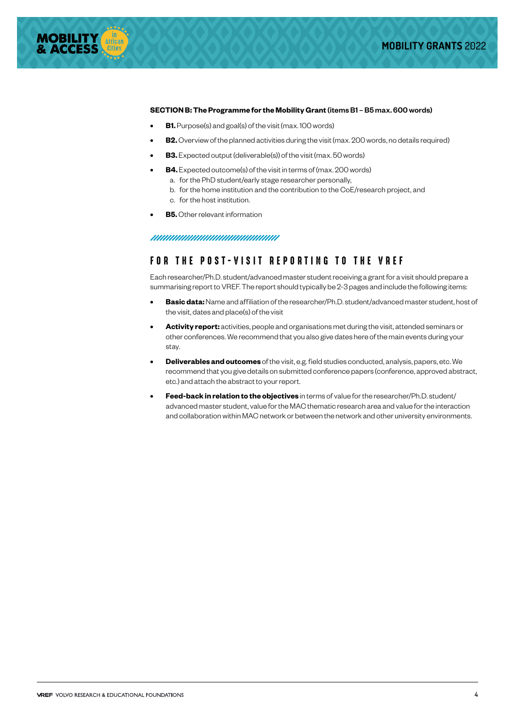**SECTION B: The Programme for the Mobility Grant (items B1 – B5 max. 600 words)**

- **B1.** Purpose(s) and goal(s) of the visit (max. 100 words)
- **B2.** Overview of the planned activities during the visit (max. 200 words, no details required)
- **B3.** Expected output (deliverable(s)) of the visit (max. 50 words)
- **B4.** Expected outcome(s) of the visit in terms of (max. 200 words)
  a. for the PhD student/early stage researcher personally,
  b. for the home institution and the contribution to the CoE/research project, and
  c. for the host institution.
- **B5.** Other relevant information

## FOR THE POST-VISIT REPORTING TO THE VREF

Each researcher/Ph.D. student/advanced master student receiving a grant for a visit should prepare a summarising report to VREF. The report should typically be 2-3 pages and include the following items:

- **Basic data:** Name and affiliation of the researcher/Ph.D. student/advanced master student, host of the visit, dates and place(s) of the visit
- **Activity report:** activities, people and organisations met during the visit, attended seminars or other conferences. We recommend that you also give dates here of the main events during your stay.
- **Deliverables and outcomes** of the visit, e.g. field studies conducted, analysis, papers, etc. We recommend that you give details on submitted conference papers (conference, approved abstract, etc.) and attach the abstract to your report.
- **Feed-back in relation to the objectives** in terms of value for the researcher/Ph.D. student/advanced master student, value for the MAC thematic research area and value for the interaction and collaboration within MAC network or between the network and other university environments.